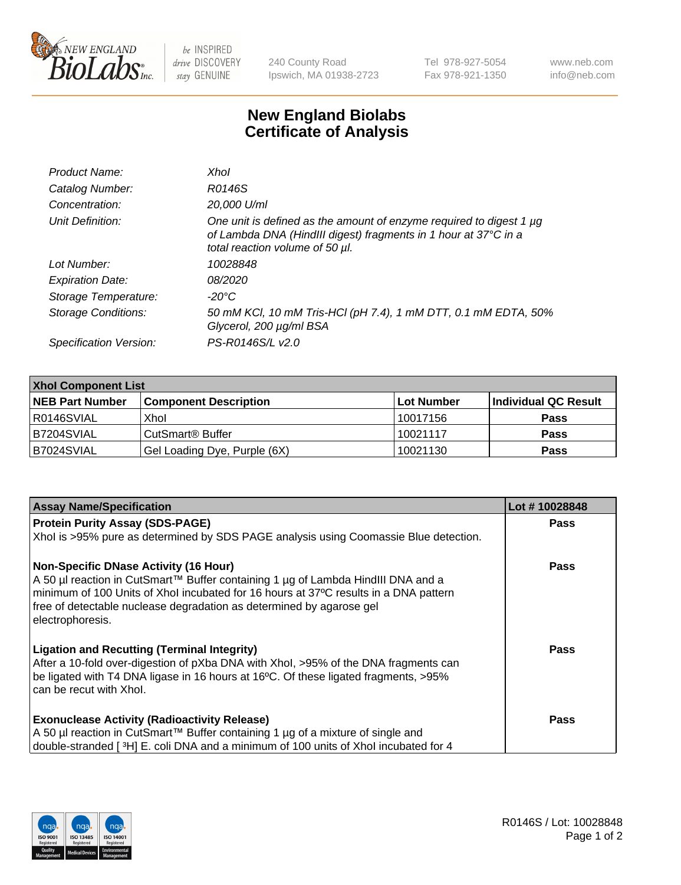# New England Biolabs Certificate of Analysis

| | |
|---|---|
| *Product Name:* | *XhoI* |
| *Catalog Number:* | *R0146S* |
| *Concentration:* | *20,000 U/ml* |
| *Unit Definition:* | *One unit is defined as the amount of enzyme required to digest 1 µg of Lambda DNA (HindIII digest) fragments in 1 hour at 37°C in a total reaction volume of 50 µl.* |
| *Lot Number:* | *10028848* |
| *Expiration Date:* | *08/2020* |
| *Storage Temperature:* | *-20°C* |
| *Storage Conditions:* | *50 mM KCl, 10 mM Tris-HCl (pH 7.4), 1 mM DTT, 0.1 mM EDTA, 50% Glycerol, 200 µg/ml BSA* |
| *Specification Version:* | *PS-R0146S/L v2.0* |

| **XhoI Component List** | | | |
|---|---|---|---|
| **NEB Part Number** | **Component Description** | **Lot Number** | **Individual QC Result** |
| R0146SVIAL | XhoI | 10017156 | **Pass** |
| B7204SVIAL | CutSmart® Buffer | 10021117 | **Pass** |
| B7024SVIAL | Gel Loading Dye, Purple (6X) | 10021130 | **Pass** |

| **Assay Name/Specification** | **Lot # 10028848** |
|---|---|
| **Protein Purity Assay (SDS-PAGE)**<br>XhoI is >95% pure as determined by SDS PAGE analysis using Coomassie Blue detection. | **Pass** |
| **Non-Specific DNase Activity (16 Hour)**<br>A 50 µl reaction in CutSmart™ Buffer containing 1 µg of Lambda HindIII DNA and a minimum of 100 Units of XhoI incubated for 16 hours at 37ºC results in a DNA pattern free of detectable nuclease degradation as determined by agarose gel electrophoresis. | **Pass** |
| **Ligation and Recutting (Terminal Integrity)**<br>After a 10-fold over-digestion of pXba DNA with XhoI, >95% of the DNA fragments can be ligated with T4 DNA ligase in 16 hours at 16ºC. Of these ligated fragments, >95% can be recut with XhoI. | **Pass** |
| **Exonuclease Activity (Radioactivity Release)**<br>A 50 µl reaction in CutSmart™ Buffer containing 1 µg of a mixture of single and double-stranded [ $^3$H] E. coli DNA and a minimum of 100 units of XhoI incubated for 4 | **Pass** |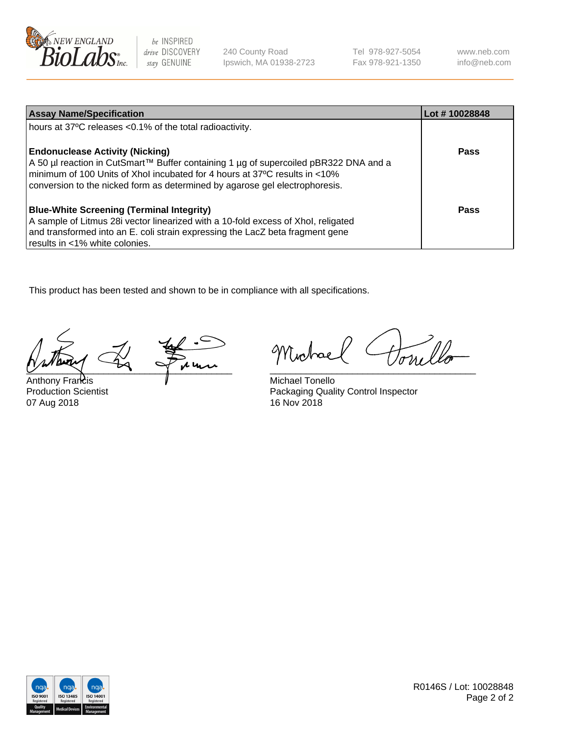| Assay Name/Specification | Lot # 10028848 |
|---|---|
| hours at 37ºC releases <0.1% of the total radioactivity. | |
| **Endonuclease Activity (Nicking)**<br>A 50 µl reaction in CutSmart™ Buffer containing 1 µg of supercoiled pBR322 DNA and a minimum of 100 Units of XhoI incubated for 4 hours at 37ºC results in <10% conversion to the nicked form as determined by agarose gel electrophoresis. | **Pass** |
| **Blue-White Screening (Terminal Integrity)**<br>A sample of Litmus 28i vector linearized with a 10-fold excess of XhoI, religated and transformed into an E. coli strain expressing the LacZ beta fragment gene results in <1% white colonies. | **Pass** |

This product has been tested and shown to be in compliance with all specifications.

Anthony Francis
Production Scientist
07 Aug 2018

Michael Tonello
Packaging Quality Control Inspector
16 Nov 2018

R0146S / Lot: 10028848